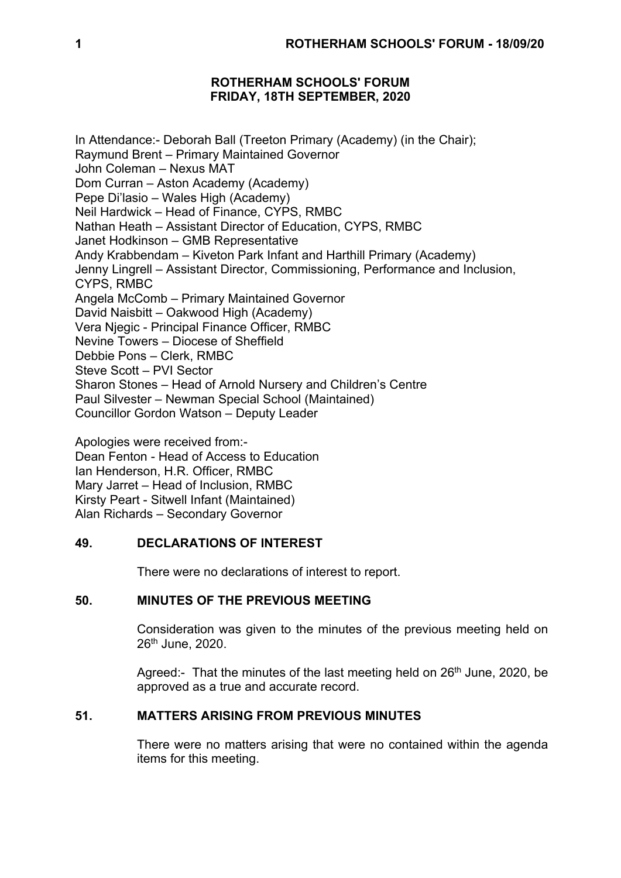# ROTHERHAM SCHOOLS' FORUM
## FRIDAY, 18TH SEPTEMBER, 2020

In Attendance:- Deborah Ball (Treeton Primary (Academy) (in the Chair);
Raymund Brent – Primary Maintained Governor
John Coleman – Nexus MAT
Dom Curran – Aston Academy (Academy)
Pepe Di'lasio – Wales High (Academy)
Neil Hardwick – Head of Finance, CYPS, RMBC
Nathan Heath – Assistant Director of Education, CYPS, RMBC
Janet Hodkinson – GMB Representative
Andy Krabbendam – Kiveton Park Infant and Harthill Primary (Academy)
Jenny Lingrell – Assistant Director, Commissioning, Performance and Inclusion, CYPS, RMBC
Angela McComb – Primary Maintained Governor
David Naisbitt – Oakwood High (Academy)
Vera Njegic - Principal Finance Officer, RMBC
Nevine Towers – Diocese of Sheffield
Debbie Pons – Clerk, RMBC
Steve Scott – PVI Sector
Sharon Stones – Head of Arnold Nursery and Children's Centre
Paul Silvester – Newman Special School (Maintained)
Councillor Gordon Watson – Deputy Leader

Apologies were received from:-
Dean Fenton - Head of Access to Education
Ian Henderson, H.R. Officer, RMBC
Mary Jarret – Head of Inclusion, RMBC
Kirsty Peart - Sitwell Infant (Maintained)
Alan Richards – Secondary Governor

### 49. DECLARATIONS OF INTEREST

There were no declarations of interest to report.

### 50. MINUTES OF THE PREVIOUS MEETING

Consideration was given to the minutes of the previous meeting held on 26th June, 2020.

Agreed:- That the minutes of the last meeting held on 26th June, 2020, be approved as a true and accurate record.

### 51. MATTERS ARISING FROM PREVIOUS MINUTES

There were no matters arising that were no contained within the agenda items for this meeting.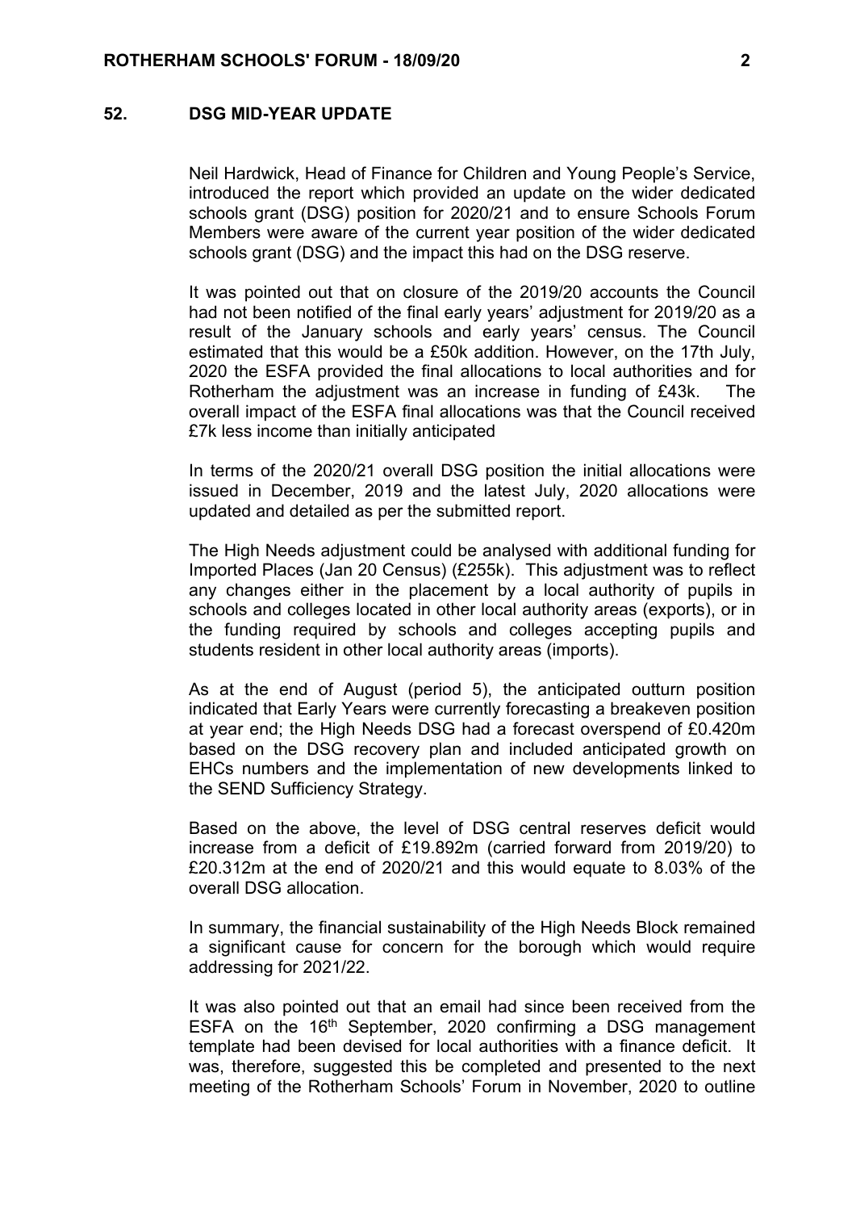## 52. DSG MID-YEAR UPDATE

Neil Hardwick, Head of Finance for Children and Young People's Service, introduced the report which provided an update on the wider dedicated schools grant (DSG) position for 2020/21 and to ensure Schools Forum Members were aware of the current year position of the wider dedicated schools grant (DSG) and the impact this had on the DSG reserve.

It was pointed out that on closure of the 2019/20 accounts the Council had not been notified of the final early years' adjustment for 2019/20 as a result of the January schools and early years' census. The Council estimated that this would be a £50k addition. However, on the 17th July, 2020 the ESFA provided the final allocations to local authorities and for Rotherham the adjustment was an increase in funding of £43k. The overall impact of the ESFA final allocations was that the Council received £7k less income than initially anticipated

In terms of the 2020/21 overall DSG position the initial allocations were issued in December, 2019 and the latest July, 2020 allocations were updated and detailed as per the submitted report.

The High Needs adjustment could be analysed with additional funding for Imported Places (Jan 20 Census) (£255k). This adjustment was to reflect any changes either in the placement by a local authority of pupils in schools and colleges located in other local authority areas (exports), or in the funding required by schools and colleges accepting pupils and students resident in other local authority areas (imports).

As at the end of August (period 5), the anticipated outturn position indicated that Early Years were currently forecasting a breakeven position at year end; the High Needs DSG had a forecast overspend of £0.420m based on the DSG recovery plan and included anticipated growth on EHCs numbers and the implementation of new developments linked to the SEND Sufficiency Strategy.

Based on the above, the level of DSG central reserves deficit would increase from a deficit of £19.892m (carried forward from 2019/20) to £20.312m at the end of 2020/21 and this would equate to 8.03% of the overall DSG allocation.

In summary, the financial sustainability of the High Needs Block remained a significant cause for concern for the borough which would require addressing for 2021/22.

It was also pointed out that an email had since been received from the ESFA on the 16th September, 2020 confirming a DSG management template had been devised for local authorities with a finance deficit. It was, therefore, suggested this be completed and presented to the next meeting of the Rotherham Schools' Forum in November, 2020 to outline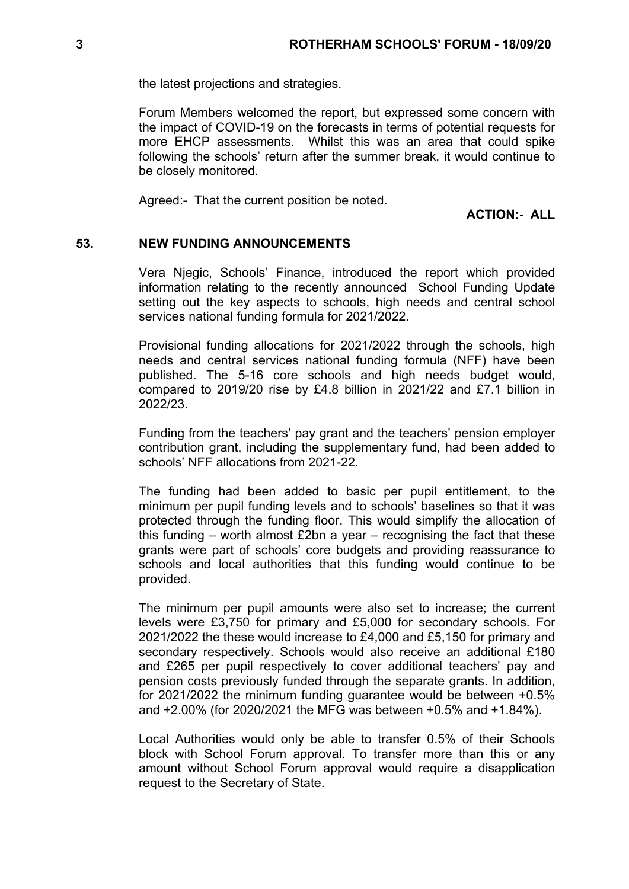the latest projections and strategies.

Forum Members welcomed the report, but expressed some concern with the impact of COVID-19 on the forecasts in terms of potential requests for more EHCP assessments. Whilst this was an area that could spike following the schools' return after the summer break, it would continue to be closely monitored.

Agreed:- That the current position be noted.

**ACTION:- ALL**

## 53. NEW FUNDING ANNOUNCEMENTS

Vera Njegic, Schools' Finance, introduced the report which provided information relating to the recently announced School Funding Update setting out the key aspects to schools, high needs and central school services national funding formula for 2021/2022.

Provisional funding allocations for 2021/2022 through the schools, high needs and central services national funding formula (NFF) have been published. The 5-16 core schools and high needs budget would, compared to 2019/20 rise by £4.8 billion in 2021/22 and £7.1 billion in 2022/23.

Funding from the teachers' pay grant and the teachers' pension employer contribution grant, including the supplementary fund, had been added to schools' NFF allocations from 2021-22.

The funding had been added to basic per pupil entitlement, to the minimum per pupil funding levels and to schools' baselines so that it was protected through the funding floor. This would simplify the allocation of this funding – worth almost £2bn a year – recognising the fact that these grants were part of schools' core budgets and providing reassurance to schools and local authorities that this funding would continue to be provided.

The minimum per pupil amounts were also set to increase; the current levels were £3,750 for primary and £5,000 for secondary schools. For 2021/2022 the these would increase to £4,000 and £5,150 for primary and secondary respectively. Schools would also receive an additional £180 and £265 per pupil respectively to cover additional teachers' pay and pension costs previously funded through the separate grants. In addition, for 2021/2022 the minimum funding guarantee would be between +0.5% and +2.00% (for 2020/2021 the MFG was between +0.5% and +1.84%).

Local Authorities would only be able to transfer 0.5% of their Schools block with School Forum approval. To transfer more than this or any amount without School Forum approval would require a disapplication request to the Secretary of State.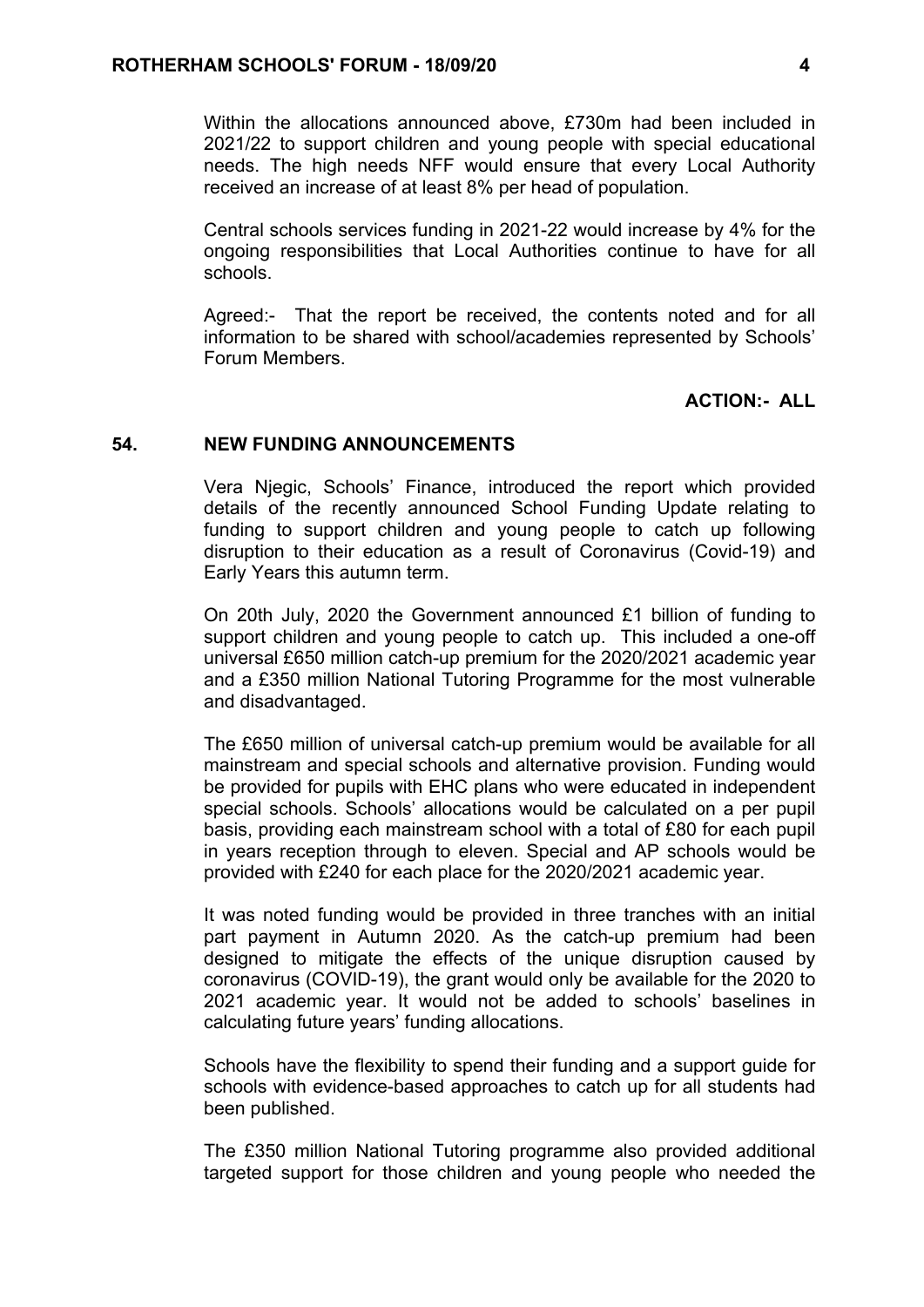Within the allocations announced above, £730m had been included in 2021/22 to support children and young people with special educational needs. The high needs NFF would ensure that every Local Authority received an increase of at least 8% per head of population.

Central schools services funding in 2021-22 would increase by 4% for the ongoing responsibilities that Local Authorities continue to have for all schools.

Agreed:- That the report be received, the contents noted and for all information to be shared with school/academies represented by Schools' Forum Members.

**ACTION:- ALL**

## 54. NEW FUNDING ANNOUNCEMENTS

Vera Njegic, Schools' Finance, introduced the report which provided details of the recently announced School Funding Update relating to funding to support children and young people to catch up following disruption to their education as a result of Coronavirus (Covid-19) and Early Years this autumn term.

On 20th July, 2020 the Government announced £1 billion of funding to support children and young people to catch up. This included a one-off universal £650 million catch-up premium for the 2020/2021 academic year and a £350 million National Tutoring Programme for the most vulnerable and disadvantaged.

The £650 million of universal catch-up premium would be available for all mainstream and special schools and alternative provision. Funding would be provided for pupils with EHC plans who were educated in independent special schools. Schools' allocations would be calculated on a per pupil basis, providing each mainstream school with a total of £80 for each pupil in years reception through to eleven. Special and AP schools would be provided with £240 for each place for the 2020/2021 academic year.

It was noted funding would be provided in three tranches with an initial part payment in Autumn 2020. As the catch-up premium had been designed to mitigate the effects of the unique disruption caused by coronavirus (COVID-19), the grant would only be available for the 2020 to 2021 academic year. It would not be added to schools' baselines in calculating future years' funding allocations.

Schools have the flexibility to spend their funding and a support guide for schools with evidence-based approaches to catch up for all students had been published.

The £350 million National Tutoring programme also provided additional targeted support for those children and young people who needed the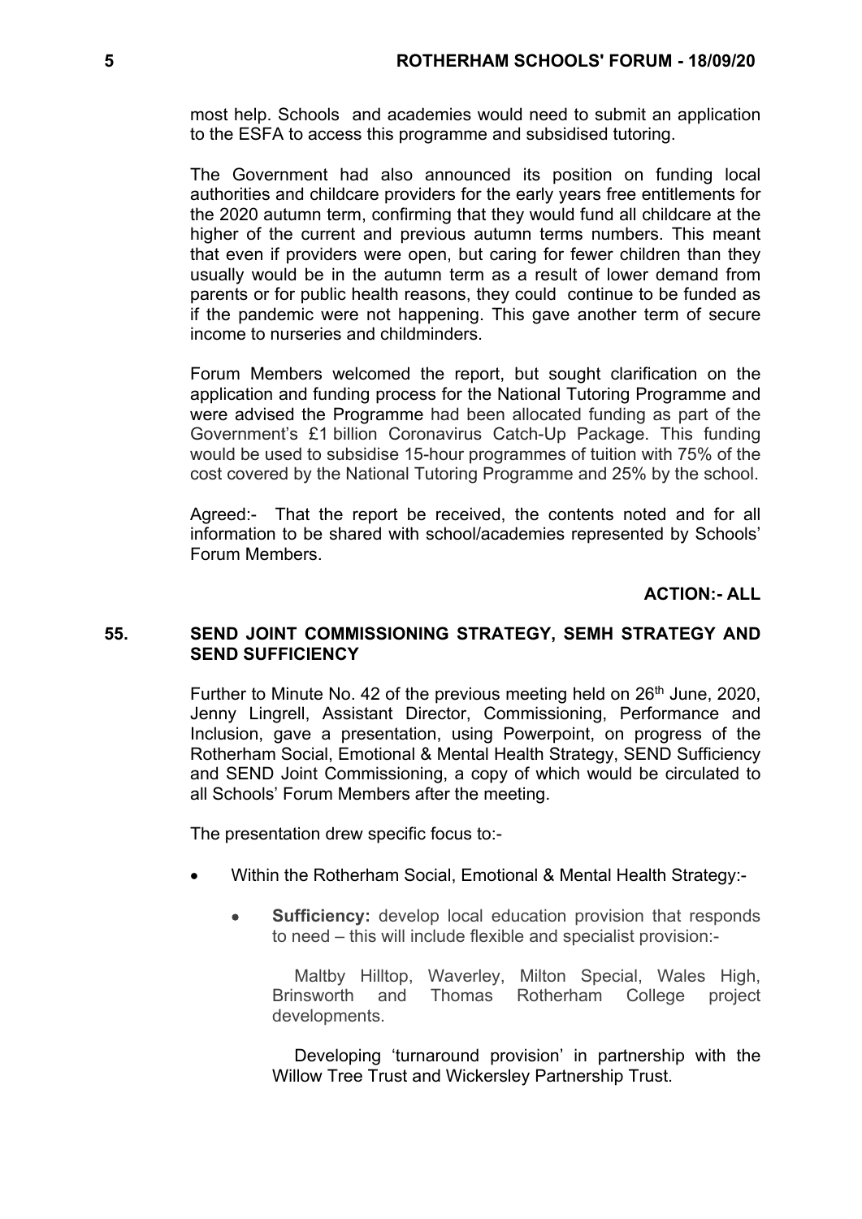most help. Schools and academies would need to submit an application to the ESFA to access this programme and subsidised tutoring.

The Government had also announced its position on funding local authorities and childcare providers for the early years free entitlements for the 2020 autumn term, confirming that they would fund all childcare at the higher of the current and previous autumn terms numbers. This meant that even if providers were open, but caring for fewer children than they usually would be in the autumn term as a result of lower demand from parents or for public health reasons, they could continue to be funded as if the pandemic were not happening. This gave another term of secure income to nurseries and childminders.

Forum Members welcomed the report, but sought clarification on the application and funding process for the National Tutoring Programme and were advised the Programme had been allocated funding as part of the Government's £1 billion Coronavirus Catch-Up Package. This funding would be used to subsidise 15-hour programmes of tuition with 75% of the cost covered by the National Tutoring Programme and 25% by the school.

Agreed:- That the report be received, the contents noted and for all information to be shared with school/academies represented by Schools' Forum Members.

**ACTION:- ALL**

## 55. SEND JOINT COMMISSIONING STRATEGY, SEMH STRATEGY AND SEND SUFFICIENCY

Further to Minute No. 42 of the previous meeting held on 26th June, 2020, Jenny Lingrell, Assistant Director, Commissioning, Performance and Inclusion, gave a presentation, using Powerpoint, on progress of the Rotherham Social, Emotional & Mental Health Strategy, SEND Sufficiency and SEND Joint Commissioning, a copy of which would be circulated to all Schools' Forum Members after the meeting.

The presentation drew specific focus to:-

- Within the Rotherham Social, Emotional & Mental Health Strategy:-
  - **Sufficiency:** develop local education provision that responds to need – this will include flexible and specialist provision:-

    Maltby Hilltop, Waverley, Milton Special, Wales High, Brinsworth and Thomas Rotherham College project developments.

    Developing 'turnaround provision' in partnership with the Willow Tree Trust and Wickersley Partnership Trust.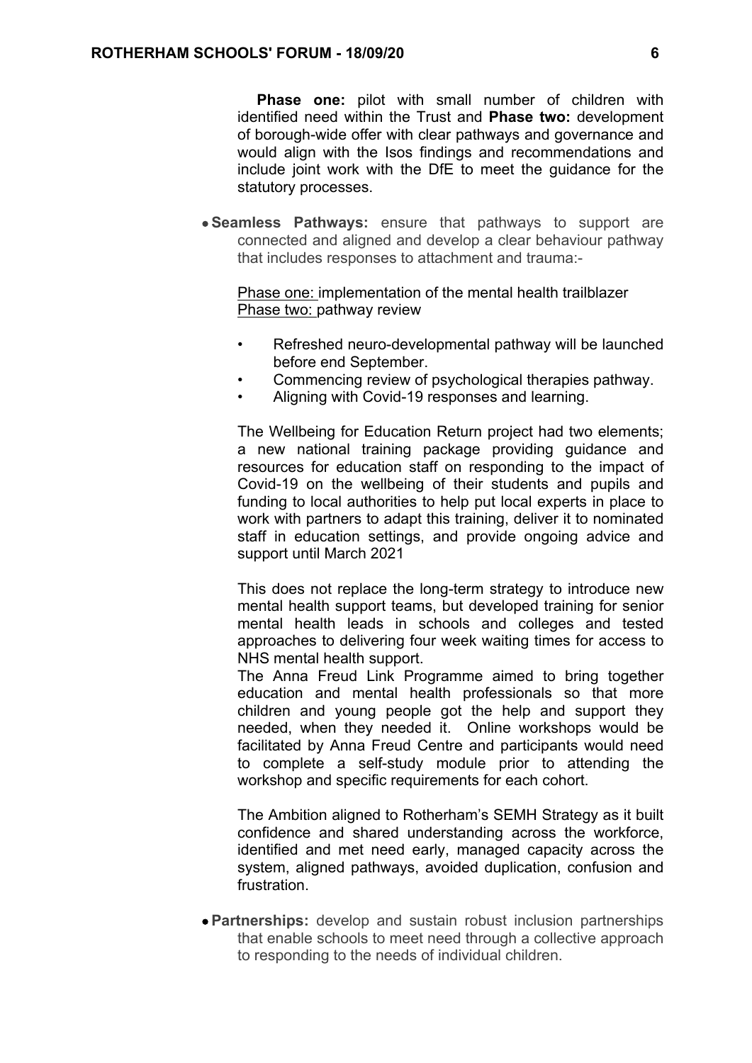**Phase one:** pilot with small number of children with identified need within the Trust and **Phase two:** development of borough-wide offer with clear pathways and governance and would align with the Isos findings and recommendations and include joint work with the DfE to meet the guidance for the statutory processes.

- **Seamless Pathways:** ensure that pathways to support are connected and aligned and develop a clear behaviour pathway that includes responses to attachment and trauma:-

  Phase one: implementation of the mental health trailblazer
  Phase two: pathway review

  - Refreshed neuro-developmental pathway will be launched before end September.
  - Commencing review of psychological therapies pathway.
  - Aligning with Covid-19 responses and learning.

  The Wellbeing for Education Return project had two elements; a new national training package providing guidance and resources for education staff on responding to the impact of Covid-19 on the wellbeing of their students and pupils and funding to local authorities to help put local experts in place to work with partners to adapt this training, deliver it to nominated staff in education settings, and provide ongoing advice and support until March 2021

  This does not replace the long-term strategy to introduce new mental health support teams, but developed training for senior mental health leads in schools and colleges and tested approaches to delivering four week waiting times for access to NHS mental health support.
  The Anna Freud Link Programme aimed to bring together education and mental health professionals so that more children and young people got the help and support they needed, when they needed it. Online workshops would be facilitated by Anna Freud Centre and participants would need to complete a self-study module prior to attending the workshop and specific requirements for each cohort.

  The Ambition aligned to Rotherham's SEMH Strategy as it built confidence and shared understanding across the workforce, identified and met need early, managed capacity across the system, aligned pathways, avoided duplication, confusion and frustration.

- **Partnerships:** develop and sustain robust inclusion partnerships that enable schools to meet need through a collective approach to responding to the needs of individual children.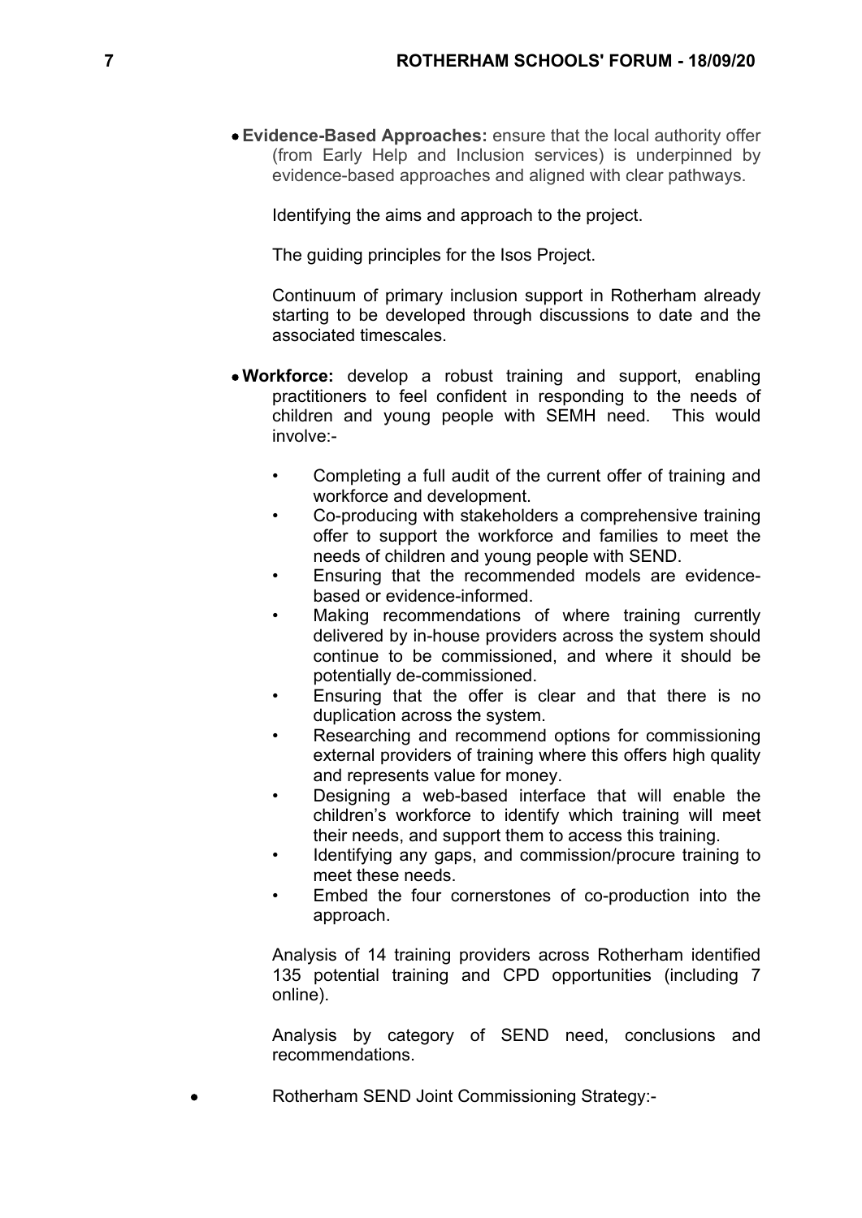- **Evidence-Based Approaches:** ensure that the local authority offer (from Early Help and Inclusion services) is underpinned by evidence-based approaches and aligned with clear pathways.

  Identifying the aims and approach to the project.

  The guiding principles for the Isos Project.

  Continuum of primary inclusion support in Rotherham already starting to be developed through discussions to date and the associated timescales.

- **Workforce:** develop a robust training and support, enabling practitioners to feel confident in responding to the needs of children and young people with SEMH need. This would involve:-

  - Completing a full audit of the current offer of training and workforce and development.
  - Co-producing with stakeholders a comprehensive training offer to support the workforce and families to meet the needs of children and young people with SEND.
  - Ensuring that the recommended models are evidence-based or evidence-informed.
  - Making recommendations of where training currently delivered by in-house providers across the system should continue to be commissioned, and where it should be potentially de-commissioned.
  - Ensuring that the offer is clear and that there is no duplication across the system.
  - Researching and recommend options for commissioning external providers of training where this offers high quality and represents value for money.
  - Designing a web-based interface that will enable the children's workforce to identify which training will meet their needs, and support them to access this training.
  - Identifying any gaps, and commission/procure training to meet these needs.
  - Embed the four cornerstones of co-production into the approach.

  Analysis of 14 training providers across Rotherham identified 135 potential training and CPD opportunities (including 7 online).

  Analysis by category of SEND need, conclusions and recommendations.

- Rotherham SEND Joint Commissioning Strategy:-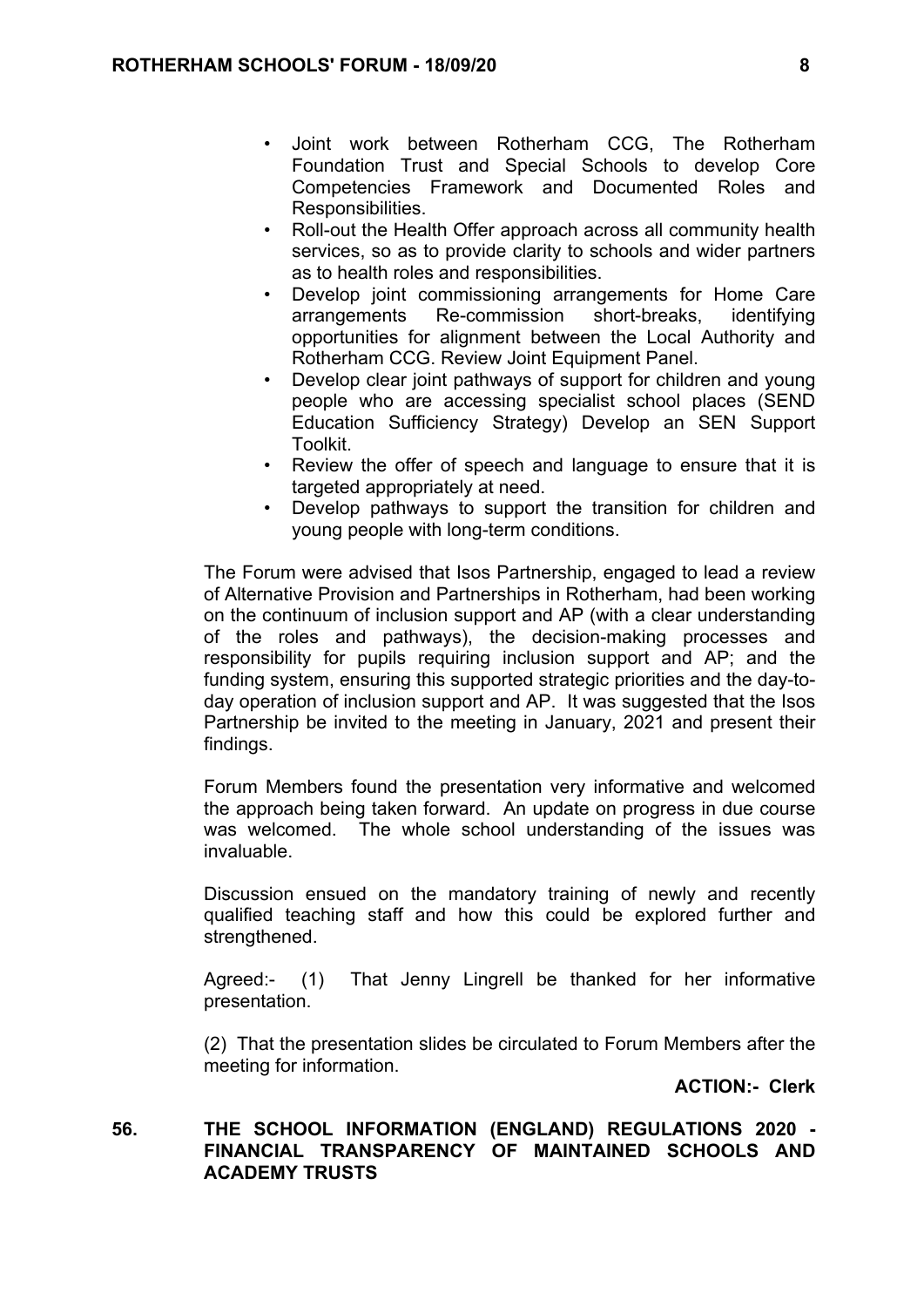- Joint work between Rotherham CCG, The Rotherham Foundation Trust and Special Schools to develop Core Competencies Framework and Documented Roles and Responsibilities.
- Roll-out the Health Offer approach across all community health services, so as to provide clarity to schools and wider partners as to health roles and responsibilities.
- Develop joint commissioning arrangements for Home Care arrangements Re-commission short-breaks, identifying opportunities for alignment between the Local Authority and Rotherham CCG. Review Joint Equipment Panel.
- Develop clear joint pathways of support for children and young people who are accessing specialist school places (SEND Education Sufficiency Strategy) Develop an SEN Support Toolkit.
- Review the offer of speech and language to ensure that it is targeted appropriately at need.
- Develop pathways to support the transition for children and young people with long-term conditions.

The Forum were advised that Isos Partnership, engaged to lead a review of Alternative Provision and Partnerships in Rotherham, had been working on the continuum of inclusion support and AP (with a clear understanding of the roles and pathways), the decision-making processes and responsibility for pupils requiring inclusion support and AP; and the funding system, ensuring this supported strategic priorities and the day-to-day operation of inclusion support and AP. It was suggested that the Isos Partnership be invited to the meeting in January, 2021 and present their findings.

Forum Members found the presentation very informative and welcomed the approach being taken forward. An update on progress in due course was welcomed. The whole school understanding of the issues was invaluable.

Discussion ensued on the mandatory training of newly and recently qualified teaching staff and how this could be explored further and strengthened.

Agreed:- (1) That Jenny Lingrell be thanked for her informative presentation.

(2) That the presentation slides be circulated to Forum Members after the meeting for information.

**ACTION:- Clerk**

## 56. THE SCHOOL INFORMATION (ENGLAND) REGULATIONS 2020 - FINANCIAL TRANSPARENCY OF MAINTAINED SCHOOLS AND ACADEMY TRUSTS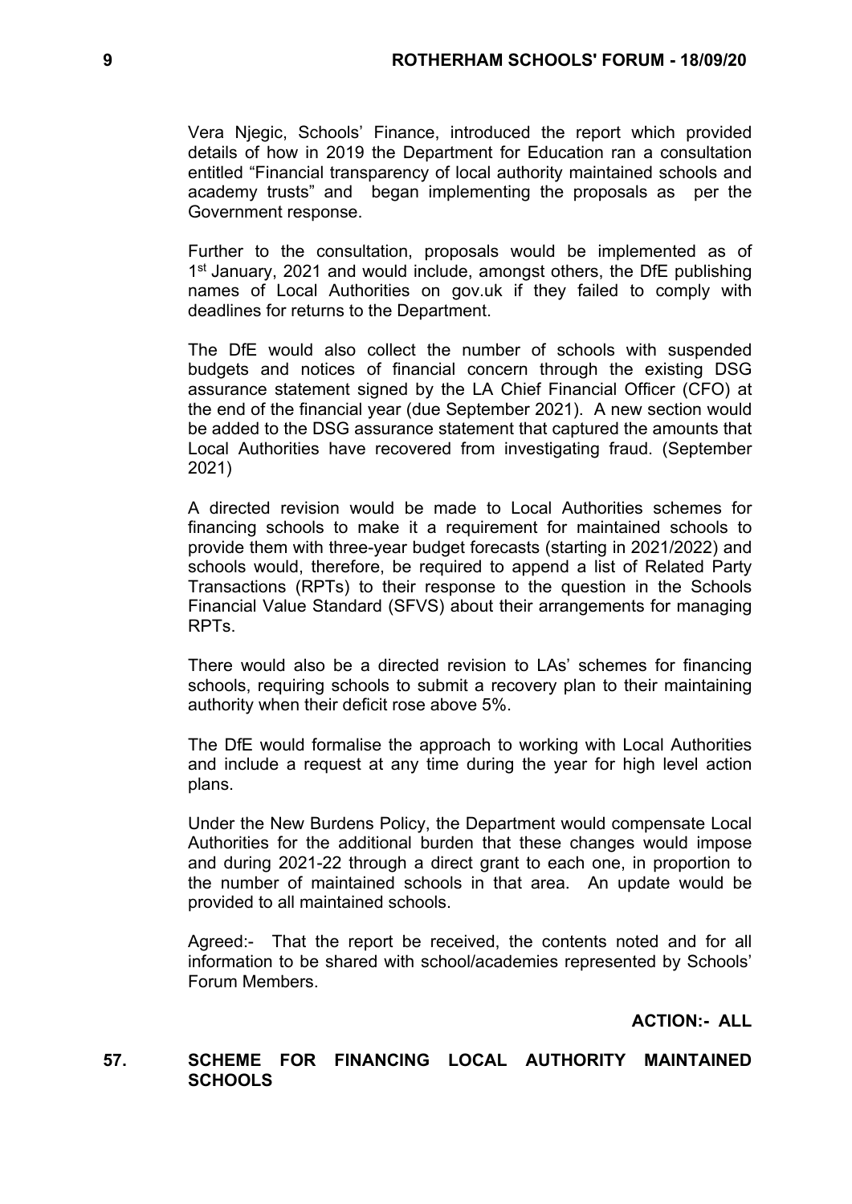Vera Njegic, Schools' Finance, introduced the report which provided details of how in 2019 the Department for Education ran a consultation entitled "Financial transparency of local authority maintained schools and academy trusts" and began implementing the proposals as per the Government response.

Further to the consultation, proposals would be implemented as of 1st January, 2021 and would include, amongst others, the DfE publishing names of Local Authorities on gov.uk if they failed to comply with deadlines for returns to the Department.

The DfE would also collect the number of schools with suspended budgets and notices of financial concern through the existing DSG assurance statement signed by the LA Chief Financial Officer (CFO) at the end of the financial year (due September 2021). A new section would be added to the DSG assurance statement that captured the amounts that Local Authorities have recovered from investigating fraud. (September 2021)

A directed revision would be made to Local Authorities schemes for financing schools to make it a requirement for maintained schools to provide them with three-year budget forecasts (starting in 2021/2022) and schools would, therefore, be required to append a list of Related Party Transactions (RPTs) to their response to the question in the Schools Financial Value Standard (SFVS) about their arrangements for managing RPTs.

There would also be a directed revision to LAs' schemes for financing schools, requiring schools to submit a recovery plan to their maintaining authority when their deficit rose above 5%.

The DfE would formalise the approach to working with Local Authorities and include a request at any time during the year for high level action plans.

Under the New Burdens Policy, the Department would compensate Local Authorities for the additional burden that these changes would impose and during 2021-22 through a direct grant to each one, in proportion to the number of maintained schools in that area. An update would be provided to all maintained schools.

Agreed:- That the report be received, the contents noted and for all information to be shared with school/academies represented by Schools' Forum Members.

**ACTION:- ALL**

## 57. SCHEME FOR FINANCING LOCAL AUTHORITY MAINTAINED SCHOOLS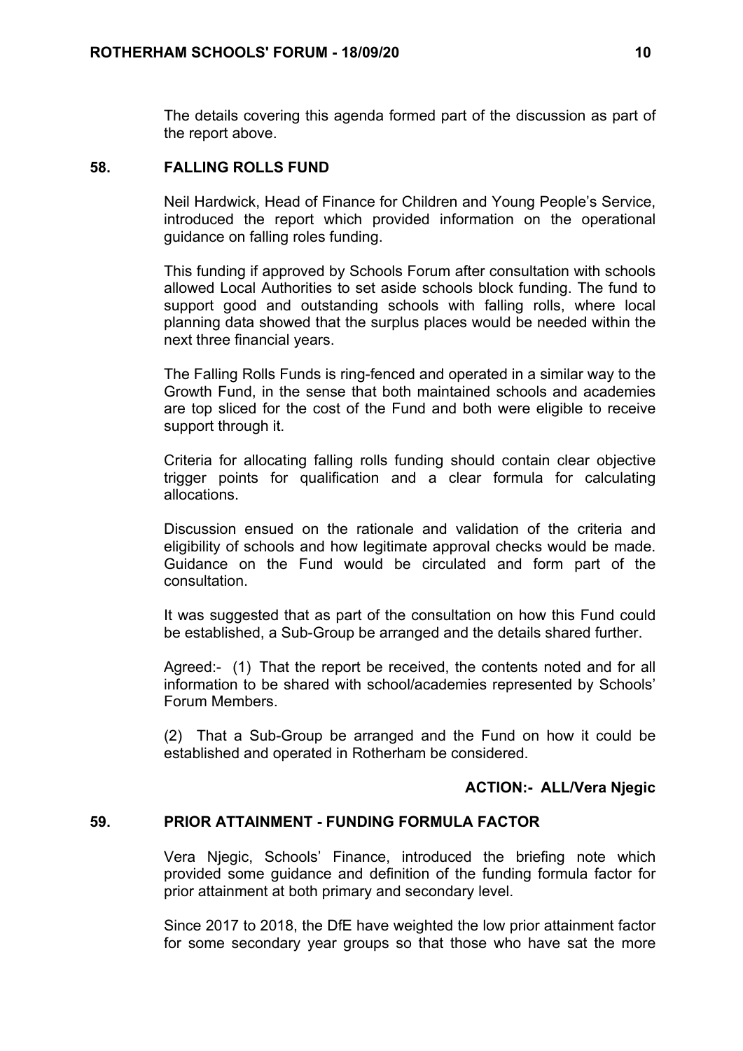The details covering this agenda formed part of the discussion as part of the report above.

## 58. FALLING ROLLS FUND

Neil Hardwick, Head of Finance for Children and Young People's Service, introduced the report which provided information on the operational guidance on falling roles funding.

This funding if approved by Schools Forum after consultation with schools allowed Local Authorities to set aside schools block funding. The fund to support good and outstanding schools with falling rolls, where local planning data showed that the surplus places would be needed within the next three financial years.

The Falling Rolls Funds is ring-fenced and operated in a similar way to the Growth Fund, in the sense that both maintained schools and academies are top sliced for the cost of the Fund and both were eligible to receive support through it.

Criteria for allocating falling rolls funding should contain clear objective trigger points for qualification and a clear formula for calculating allocations.

Discussion ensued on the rationale and validation of the criteria and eligibility of schools and how legitimate approval checks would be made. Guidance on the Fund would be circulated and form part of the consultation.

It was suggested that as part of the consultation on how this Fund could be established, a Sub-Group be arranged and the details shared further.

Agreed:- (1) That the report be received, the contents noted and for all information to be shared with school/academies represented by Schools' Forum Members.

(2) That a Sub-Group be arranged and the Fund on how it could be established and operated in Rotherham be considered.

**ACTION:- ALL/Vera Njegic**

## 59. PRIOR ATTAINMENT - FUNDING FORMULA FACTOR

Vera Njegic, Schools' Finance, introduced the briefing note which provided some guidance and definition of the funding formula factor for prior attainment at both primary and secondary level.

Since 2017 to 2018, the DfE have weighted the low prior attainment factor for some secondary year groups so that those who have sat the more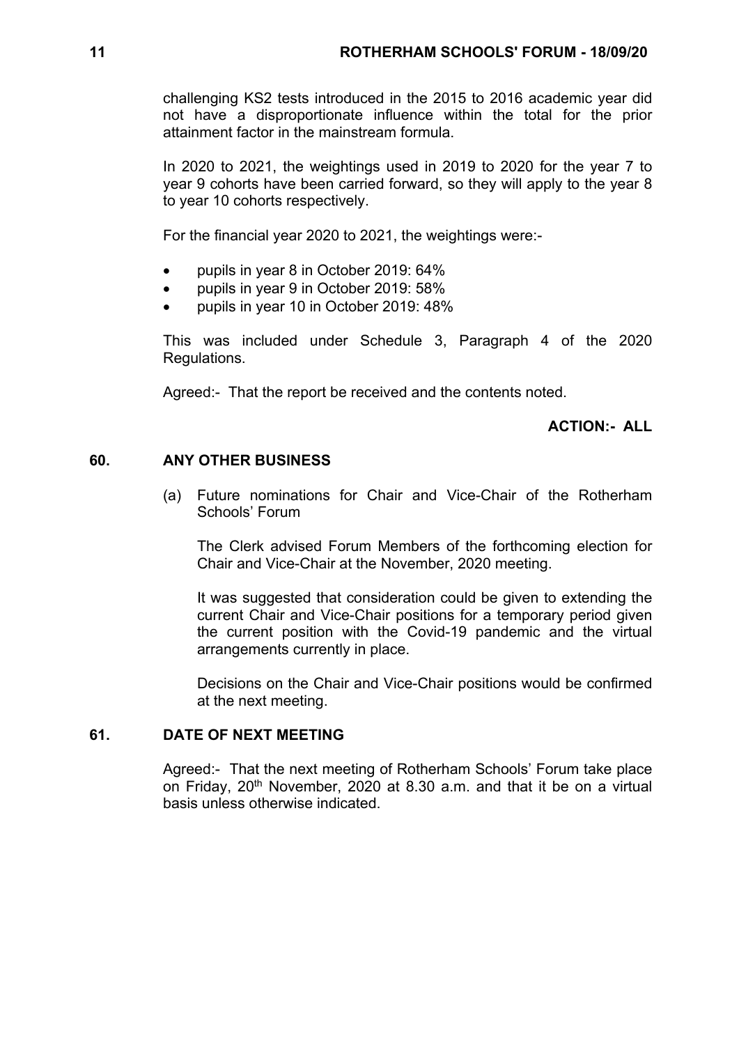challenging KS2 tests introduced in the 2015 to 2016 academic year did not have a disproportionate influence within the total for the prior attainment factor in the mainstream formula.

In 2020 to 2021, the weightings used in 2019 to 2020 for the year 7 to year 9 cohorts have been carried forward, so they will apply to the year 8 to year 10 cohorts respectively.

For the financial year 2020 to 2021, the weightings were:-

- pupils in year 8 in October 2019: 64%
- pupils in year 9 in October 2019: 58%
- pupils in year 10 in October 2019: 48%

This was included under Schedule 3, Paragraph 4 of the 2020 Regulations.

Agreed:- That the report be received and the contents noted.

**ACTION:- ALL**

## 60. ANY OTHER BUSINESS

(a) Future nominations for Chair and Vice-Chair of the Rotherham Schools' Forum

The Clerk advised Forum Members of the forthcoming election for Chair and Vice-Chair at the November, 2020 meeting.

It was suggested that consideration could be given to extending the current Chair and Vice-Chair positions for a temporary period given the current position with the Covid-19 pandemic and the virtual arrangements currently in place.

Decisions on the Chair and Vice-Chair positions would be confirmed at the next meeting.

## 61. DATE OF NEXT MEETING

Agreed:- That the next meeting of Rotherham Schools' Forum take place on Friday, 20th November, 2020 at 8.30 a.m. and that it be on a virtual basis unless otherwise indicated.